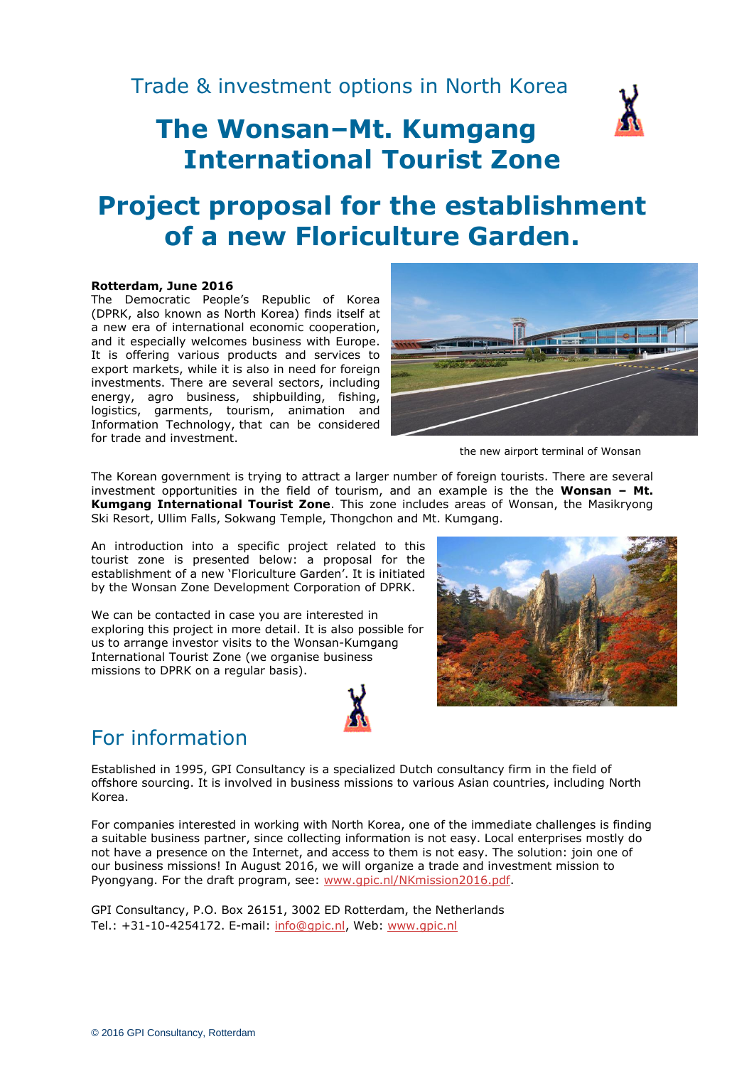Trade & investment options in North Korea

# The Wonsan–Mt. Kumgang International Tourist Zone

# Project proposal for the establishment of a new Floriculture Garden.

**Rotterdam, June 2016**

The Democratic People's Republic of Korea (DPRK, also known as North Korea) finds itself at a new era of international economic cooperation, and it especially welcomes business with Europe. It is offering various products and services to export markets, while it is also in need for foreign investments. There are several sectors, including energy, agro business, shipbuilding, fishing, logistics, garments, tourism, animation and Information Technology, that can be considered for trade and investment.

the new airport terminal of Wonsan

The Korean government is trying to attract a larger number of foreign tourists. There are several investment opportunities in the field of tourism, and an example is the the **Wonsan – Mt. Kumgang International Tourist Zone**. This zone includes areas of Wonsan, the Masikryong Ski Resort, Ullim Falls, Sokwang Temple, Thongchon and Mt. Kumgang.

An introduction into a specific project related to this tourist zone is presented below: a proposal for the establishment of a new 'Floriculture Garden'. It is initiated by the Wonsan Zone Development Corporation of DPRK.

We can be contacted in case you are interested in exploring this project in more detail. It is also possible for us to arrange investor visits to the Wonsan-Kumgang International Tourist Zone (we organise business missions to DPRK on a regular basis).

## For information

Established in 1995, GPI Consultancy is a specialized Dutch consultancy firm in the field of offshore sourcing. It is involved in business missions to various Asian countries, including North Korea.

For companies interested in working with North Korea, one of the immediate challenges is finding a suitable business partner, since collecting information is not easy. Local enterprises mostly do not have a presence on the Internet, and access to them is not easy. The solution: join one of our business missions! In August 2016, we will organize a trade and investment mission to Pyongyang. For the draft program, see: www.gpic.nl/NKmission2016.pdf.

GPI Consultancy, P.O. Box 26151, 3002 ED Rotterdam, the Netherlands
Tel.: +31-10-4254172. E-mail: info@gpic.nl, Web: www.gpic.nl

© 2016 GPI Consultancy, Rotterdam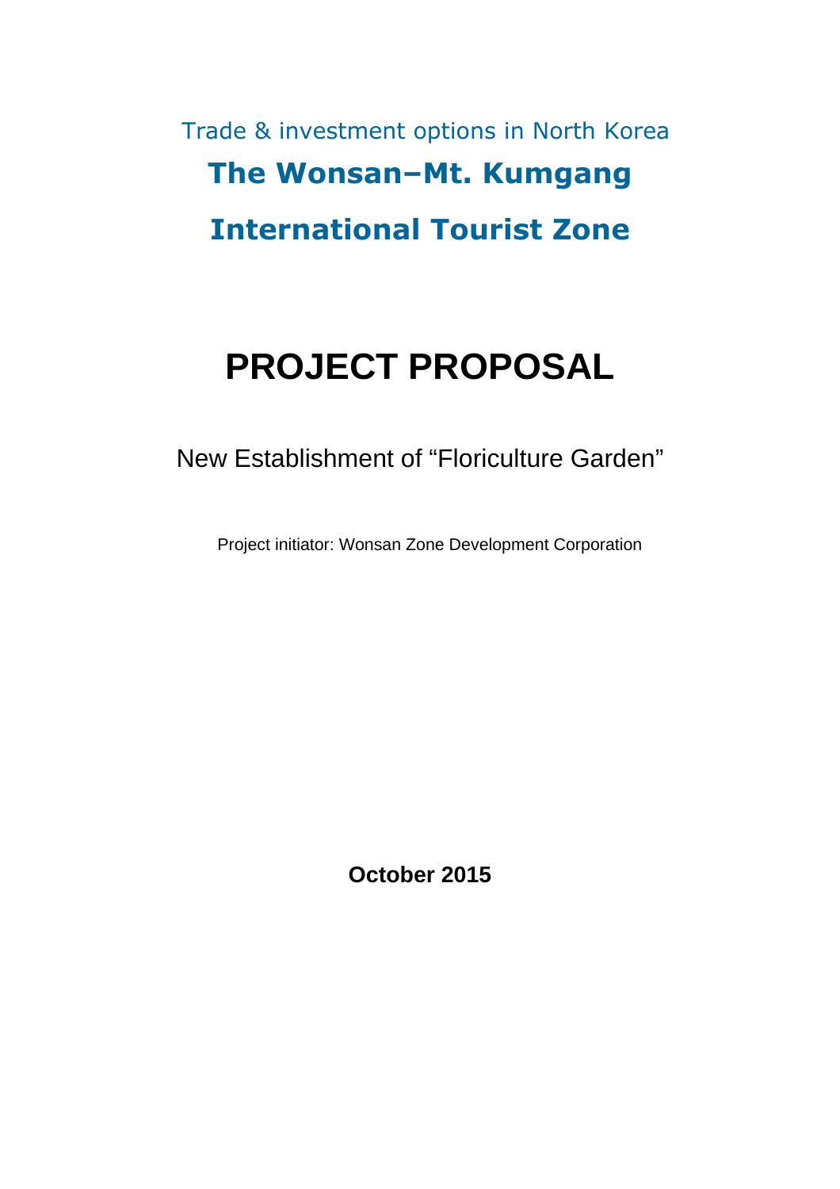Trade & investment options in North Korea

# The Wonsan–Mt. Kumgang International Tourist Zone

# PROJECT PROPOSAL

New Establishment of “Floriculture Garden”

Project initiator: Wonsan Zone Development Corporation

**October 2015**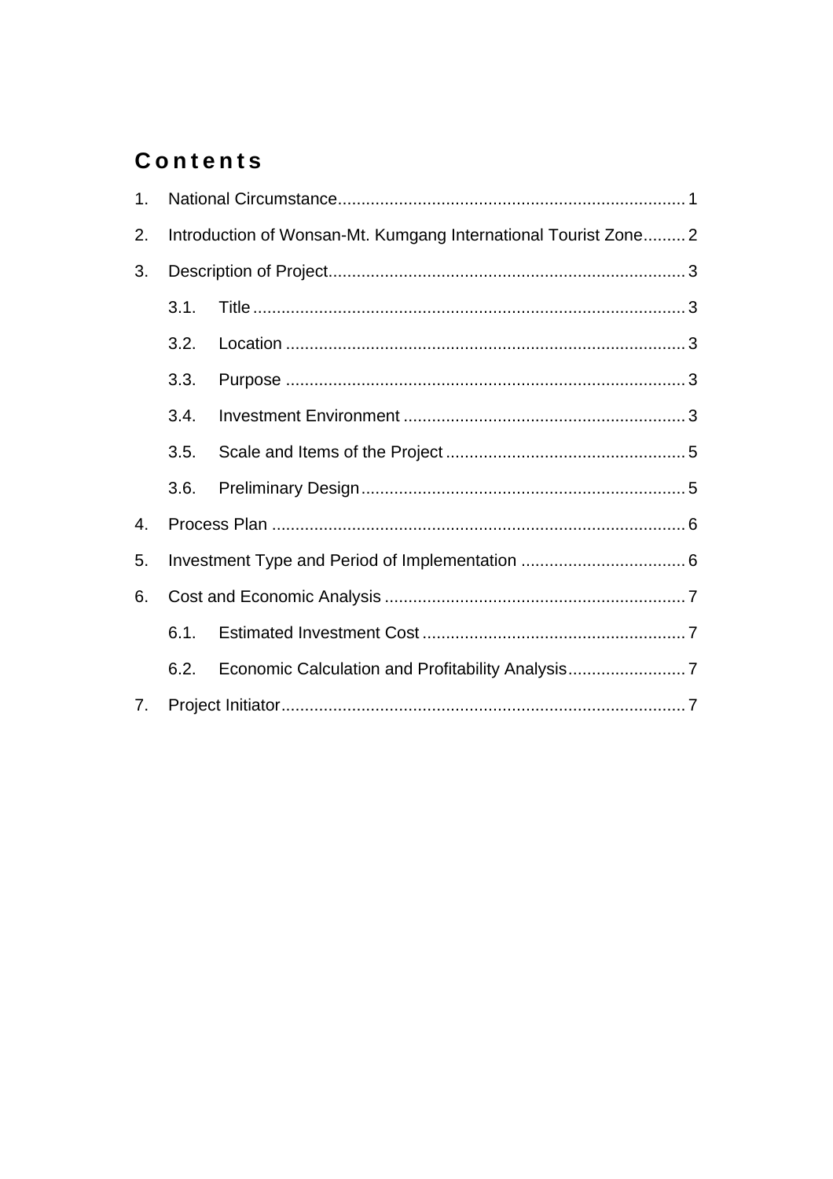# Contents

1. National Circumstance ........................................................................ 1
2. Introduction of Wonsan-Mt. Kumgang International Tourist Zone ......... 2
3. Description of Project ........................................................................... 3
   - 3.1. Title ........................................................................................... 3
   - 3.2. Location .................................................................................... 3
   - 3.3. Purpose .................................................................................... 3
   - 3.4. Investment Environment ........................................................... 3
   - 3.5. Scale and Items of the Project ................................................... 5
   - 3.6. Preliminary Design .................................................................... 5
4. Process Plan ....................................................................................... 6
5. Investment Type and Period of Implementation ................................... 6
6. Cost and Economic Analysis ................................................................ 7
   - 6.1. Estimated Investment Cost ........................................................ 7
   - 6.2. Economic Calculation and Profitability Analysis ......................... 7
7. Project Initiator .................................................................................... 7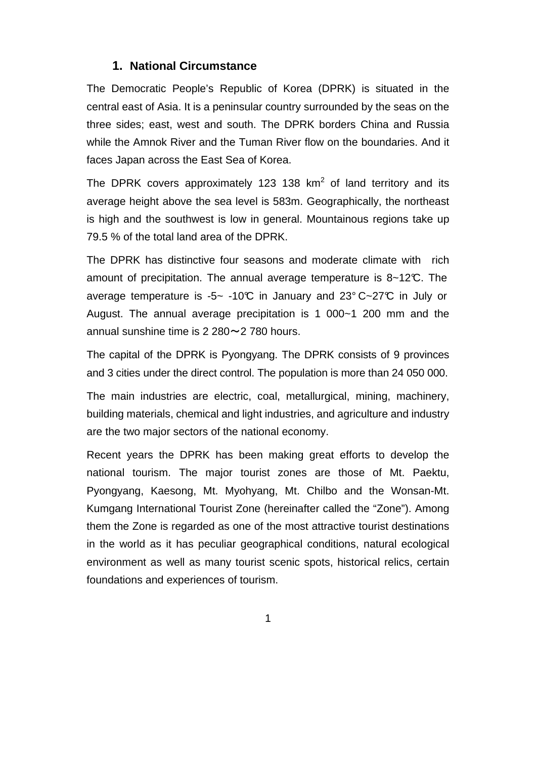## 1. National Circumstance

The Democratic People's Republic of Korea (DPRK) is situated in the central east of Asia. It is a peninsular country surrounded by the seas on the three sides; east, west and south. The DPRK borders China and Russia while the Amnok River and the Tuman River flow on the boundaries. And it faces Japan across the East Sea of Korea.

The DPRK covers approximately 123 138 $km^2$ of land territory and its average height above the sea level is 583m. Geographically, the northeast is high and the southwest is low in general. Mountainous regions take up 79.5 % of the total land area of the DPRK.

The DPRK has distinctive four seasons and moderate climate with rich amount of precipitation. The annual average temperature is 8~12℃. The average temperature is -5~ -10℃ in January and 23° C~27℃ in July or August. The annual average precipitation is 1 000~1 200 mm and the annual sunshine time is 2 280～2 780 hours.

The capital of the DPRK is Pyongyang. The DPRK consists of 9 provinces and 3 cities under the direct control. The population is more than 24 050 000.

The main industries are electric, coal, metallurgical, mining, machinery, building materials, chemical and light industries, and agriculture and industry are the two major sectors of the national economy.

Recent years the DPRK has been making great efforts to develop the national tourism. The major tourist zones are those of Mt. Paektu, Pyongyang, Kaesong, Mt. Myohyang, Mt. Chilbo and the Wonsan-Mt. Kumgang International Tourist Zone (hereinafter called the "Zone"). Among them the Zone is regarded as one of the most attractive tourist destinations in the world as it has peculiar geographical conditions, natural ecological environment as well as many tourist scenic spots, historical relics, certain foundations and experiences of tourism.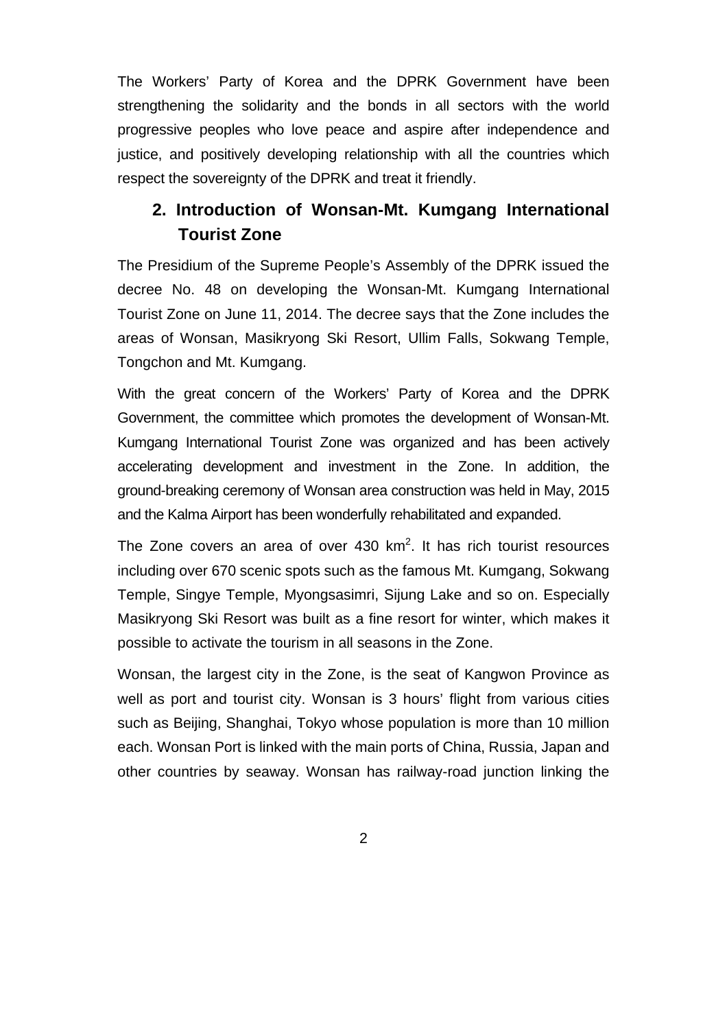The Workers' Party of Korea and the DPRK Government have been strengthening the solidarity and the bonds in all sectors with the world progressive peoples who love peace and aspire after independence and justice, and positively developing relationship with all the countries which respect the sovereignty of the DPRK and treat it friendly.

## 2. Introduction of Wonsan-Mt. Kumgang International Tourist Zone

The Presidium of the Supreme People's Assembly of the DPRK issued the decree No. 48 on developing the Wonsan-Mt. Kumgang International Tourist Zone on June 11, 2014. The decree says that the Zone includes the areas of Wonsan, Masikryong Ski Resort, Ullim Falls, Sokwang Temple, Tongchon and Mt. Kumgang.

With the great concern of the Workers' Party of Korea and the DPRK Government, the committee which promotes the development of Wonsan-Mt. Kumgang International Tourist Zone was organized and has been actively accelerating development and investment in the Zone. In addition, the ground-breaking ceremony of Wonsan area construction was held in May, 2015 and the Kalma Airport has been wonderfully rehabilitated and expanded.

The Zone covers an area of over 430 $km^2$. It has rich tourist resources including over 670 scenic spots such as the famous Mt. Kumgang, Sokwang Temple, Singye Temple, Myongsasimri, Sijung Lake and so on. Especially Masikryong Ski Resort was built as a fine resort for winter, which makes it possible to activate the tourism in all seasons in the Zone.

Wonsan, the largest city in the Zone, is the seat of Kangwon Province as well as port and tourist city. Wonsan is 3 hours' flight from various cities such as Beijing, Shanghai, Tokyo whose population is more than 10 million each. Wonsan Port is linked with the main ports of China, Russia, Japan and other countries by seaway. Wonsan has railway-road junction linking the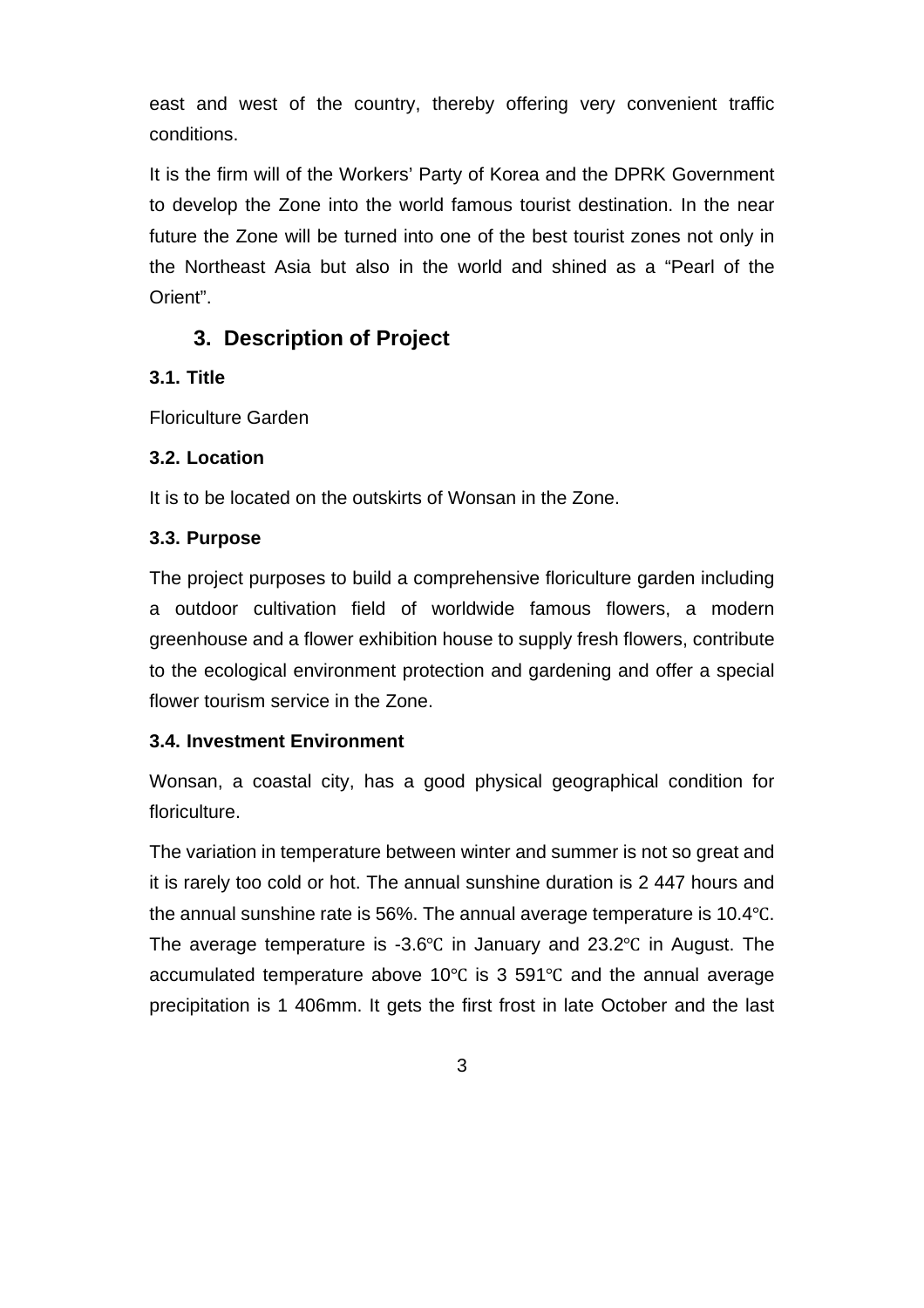east and west of the country, thereby offering very convenient traffic conditions.

It is the firm will of the Workers' Party of Korea and the DPRK Government to develop the Zone into the world famous tourist destination. In the near future the Zone will be turned into one of the best tourist zones not only in the Northeast Asia but also in the world and shined as a "Pearl of the Orient".

## 3. Description of Project

**3.1. Title**

Floriculture Garden

**3.2. Location**

It is to be located on the outskirts of Wonsan in the Zone.

**3.3. Purpose**

The project purposes to build a comprehensive floriculture garden including a outdoor cultivation field of worldwide famous flowers, a modern greenhouse and a flower exhibition house to supply fresh flowers, contribute to the ecological environment protection and gardening and offer a special flower tourism service in the Zone.

**3.4. Investment Environment**

Wonsan, a coastal city, has a good physical geographical condition for floriculture.

The variation in temperature between winter and summer is not so great and it is rarely too cold or hot. The annual sunshine duration is 2 447 hours and the annual sunshine rate is 56%. The annual average temperature is 10.4℃. The average temperature is -3.6℃ in January and 23.2℃ in August. The accumulated temperature above 10℃ is 3 591℃ and the annual average precipitation is 1 406mm. It gets the first frost in late October and the last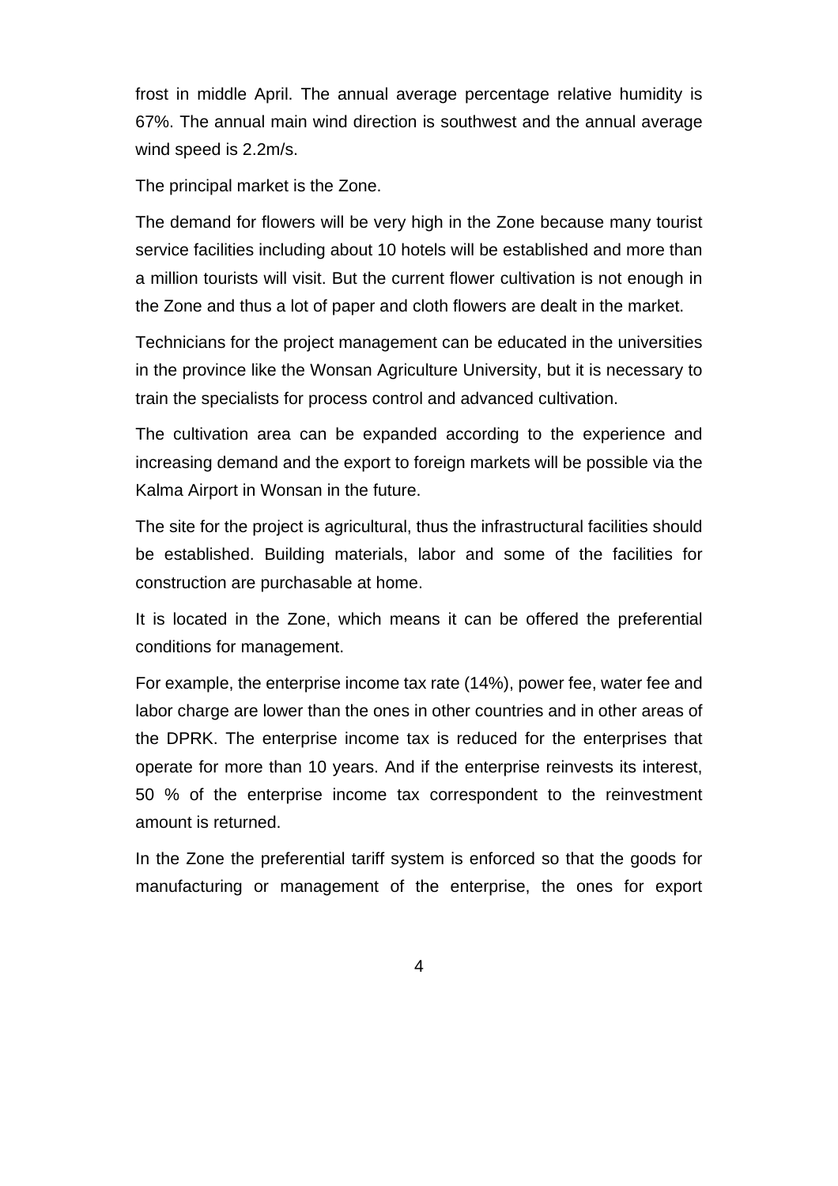frost in middle April. The annual average percentage relative humidity is 67%. The annual main wind direction is southwest and the annual average wind speed is 2.2m/s.

The principal market is the Zone.

The demand for flowers will be very high in the Zone because many tourist service facilities including about 10 hotels will be established and more than a million tourists will visit. But the current flower cultivation is not enough in the Zone and thus a lot of paper and cloth flowers are dealt in the market.

Technicians for the project management can be educated in the universities in the province like the Wonsan Agriculture University, but it is necessary to train the specialists for process control and advanced cultivation.

The cultivation area can be expanded according to the experience and increasing demand and the export to foreign markets will be possible via the Kalma Airport in Wonsan in the future.

The site for the project is agricultural, thus the infrastructural facilities should be established. Building materials, labor and some of the facilities for construction are purchasable at home.

It is located in the Zone, which means it can be offered the preferential conditions for management.

For example, the enterprise income tax rate (14%), power fee, water fee and labor charge are lower than the ones in other countries and in other areas of the DPRK. The enterprise income tax is reduced for the enterprises that operate for more than 10 years. And if the enterprise reinvests its interest, 50 % of the enterprise income tax correspondent to the reinvestment amount is returned.

In the Zone the preferential tariff system is enforced so that the goods for manufacturing or management of the enterprise, the ones for export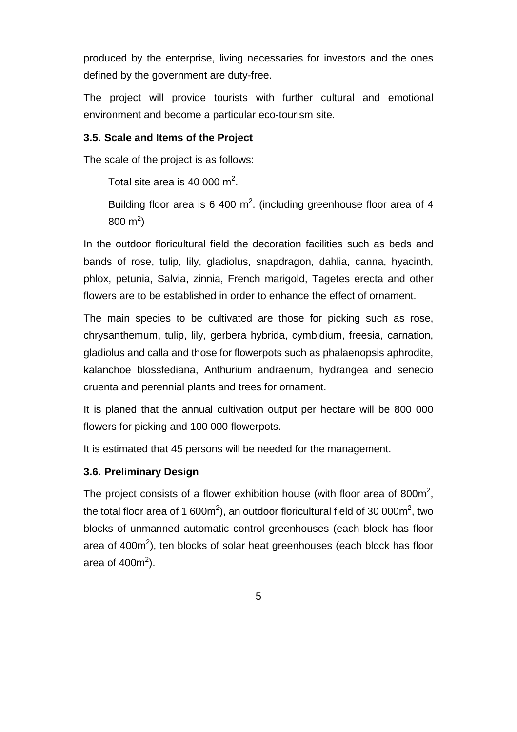produced by the enterprise, living necessaries for investors and the ones defined by the government are duty-free.

The project will provide tourists with further cultural and emotional environment and become a particular eco-tourism site.

### 3.5. Scale and Items of the Project

The scale of the project is as follows:

Total site area is 40 000 $m^2$.

Building floor area is 6 400 $m^2$. (including greenhouse floor area of 4 800 $m^2$)

In the outdoor floricultural field the decoration facilities such as beds and bands of rose, tulip, lily, gladiolus, snapdragon, dahlia, canna, hyacinth, phlox, petunia, Salvia, zinnia, French marigold, Tagetes erecta and other flowers are to be established in order to enhance the effect of ornament.

The main species to be cultivated are those for picking such as rose, chrysanthemum, tulip, lily, gerbera hybrida, cymbidium, freesia, carnation, gladiolus and calla and those for flowerpots such as phalaenopsis aphrodite, kalanchoe blossfediana, Anthurium andraenum, hydrangea and senecio cruenta and perennial plants and trees for ornament.

It is planed that the annual cultivation output per hectare will be 800 000 flowers for picking and 100 000 flowerpots.

It is estimated that 45 persons will be needed for the management.

### 3.6. Preliminary Design

The project consists of a flower exhibition house (with floor area of 800$m^2$, the total floor area of 1 600$m^2$), an outdoor floricultural field of 30 000$m^2$, two blocks of unmanned automatic control greenhouses (each block has floor area of 400$m^2$), ten blocks of solar heat greenhouses (each block has floor area of 400$m^2$).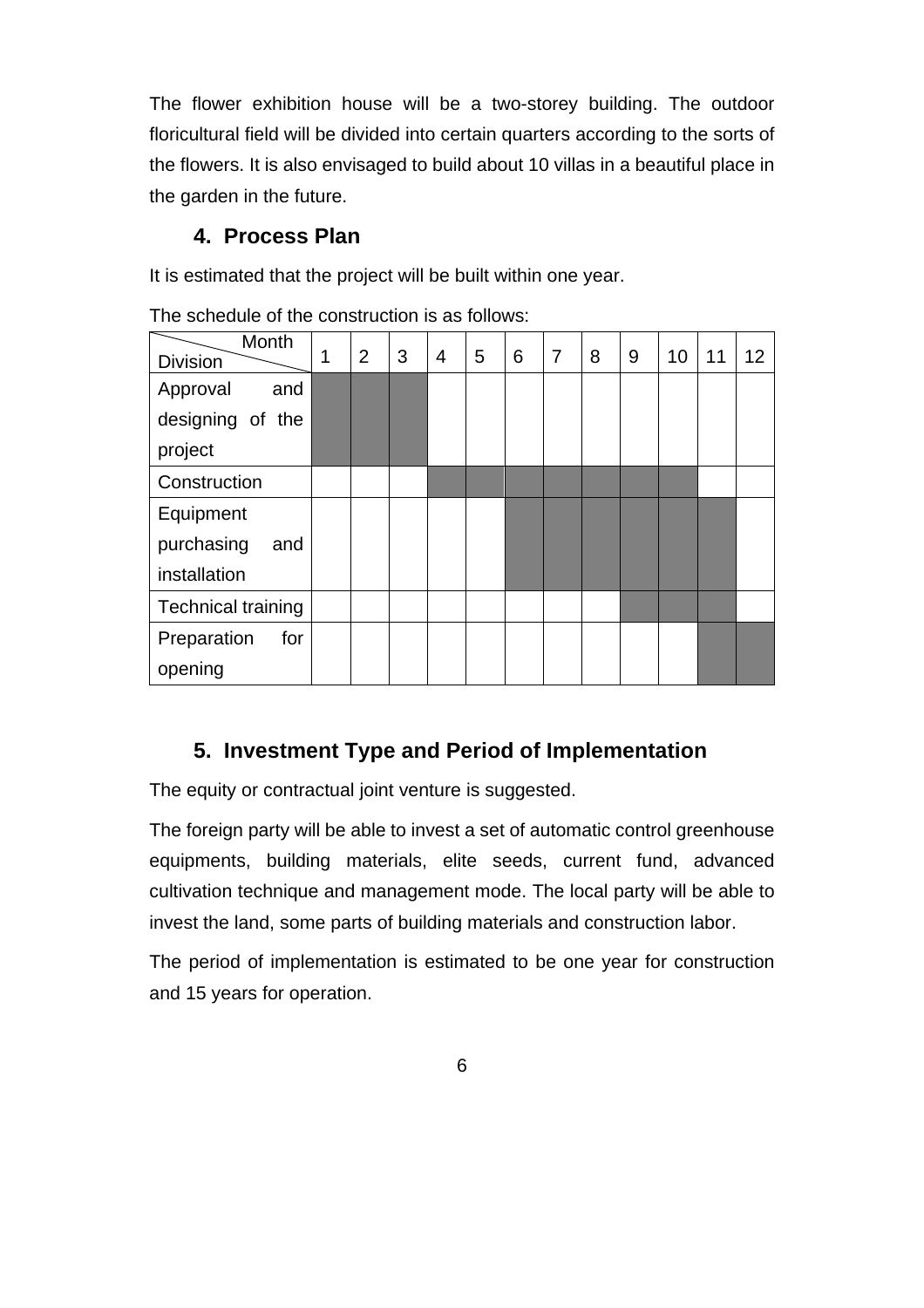The flower exhibition house will be a two-storey building. The outdoor floricultural field will be divided into certain quarters according to the sorts of the flowers. It is also envisaged to build about 10 villas in a beautiful place in the garden in the future.

## 4. Process Plan

It is estimated that the project will be built within one year.

The schedule of the construction is as follows:

| Division \ Month | 1 | 2 | 3 | 4 | 5 | 6 | 7 | 8 | 9 | 10 | 11 | 12 |
|---|---|---|---|---|---|---|---|---|---|---|---|---|
| Approval and designing of the project | ■ | ■ | ■ | | | | | | | | | |
| Construction | | | | ■ | ■ | ■ | ■ | ■ | ■ | ■ | | |
| Equipment purchasing and installation | | | | | | ■ | ■ | ■ | ■ | ■ | ■ | |
| Technical training | | | | | | | | | ■ | ■ | ■ | |
| Preparation for opening | | | | | | | | | | | ■ | ■ |

## 5. Investment Type and Period of Implementation

The equity or contractual joint venture is suggested.

The foreign party will be able to invest a set of automatic control greenhouse equipments, building materials, elite seeds, current fund, advanced cultivation technique and management mode. The local party will be able to invest the land, some parts of building materials and construction labor.

The period of implementation is estimated to be one year for construction and 15 years for operation.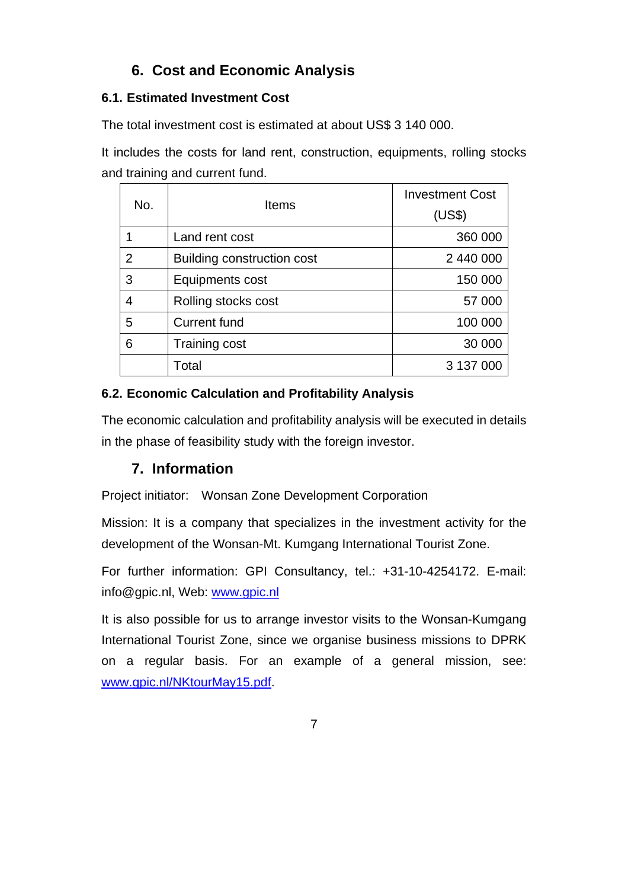## 6. Cost and Economic Analysis

### 6.1. Estimated Investment Cost

The total investment cost is estimated at about US$ 3 140 000.

It includes the costs for land rent, construction, equipments, rolling stocks and training and current fund.

| No. | Items | Investment Cost (US$) |
|---|---|---|
| 1 | Land rent cost | 360 000 |
| 2 | Building construction cost | 2 440 000 |
| 3 | Equipments cost | 150 000 |
| 4 | Rolling stocks cost | 57 000 |
| 5 | Current fund | 100 000 |
| 6 | Training cost | 30 000 |
| | Total | 3 137 000 |

### 6.2. Economic Calculation and Profitability Analysis

The economic calculation and profitability analysis will be executed in details in the phase of feasibility study with the foreign investor.

## 7. Information

Project initiator: Wonsan Zone Development Corporation

Mission: It is a company that specializes in the investment activity for the development of the Wonsan-Mt. Kumgang International Tourist Zone.

For further information: GPI Consultancy, tel.: +31-10-4254172. E-mail: info@gpic.nl, Web: [www.gpic.nl](http://www.gpic.nl)

It is also possible for us to arrange investor visits to the Wonsan-Kumgang International Tourist Zone, since we organise business missions to DPRK on a regular basis. For an example of a general mission, see: [www.gpic.nl/NKtourMay15.pdf](http://www.gpic.nl/NKtourMay15.pdf).